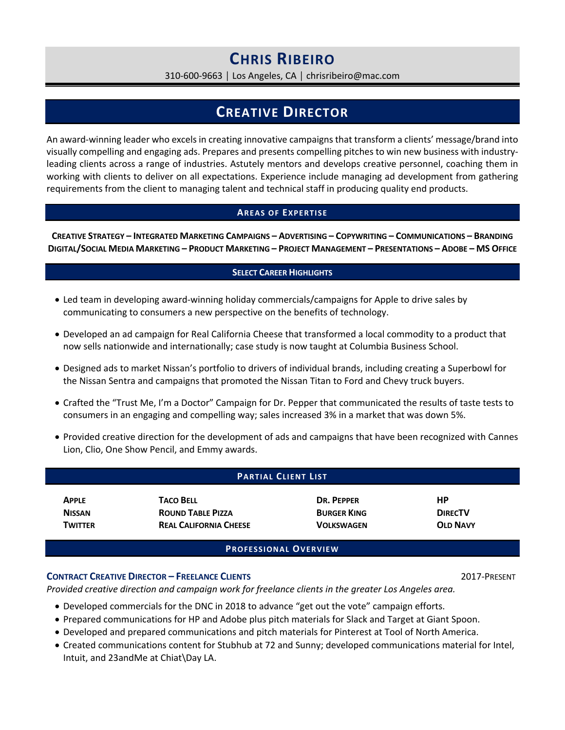# Chris Ribeiro

310-600-9663 | Los Angeles, CA | chrisribeiro@mac.com

## Creative Director

An award-winning leader who excels in creating innovative campaigns that transform a clients' message/brand into visually compelling and engaging ads. Prepares and presents compelling pitches to win new business with industry-leading clients across a range of industries. Astutely mentors and develops creative personnel, coaching them in working with clients to deliver on all expectations. Experience include managing ad development from gathering requirements from the client to managing talent and technical staff in producing quality end products.

### Areas of Expertise

**Creative Strategy – Integrated Marketing Campaigns – Advertising – Copywriting – Communications – Branding Digital/Social Media Marketing – Product Marketing – Project Management – Presentations – Adobe – MS Office**

### Select Career Highlights

- Led team in developing award-winning holiday commercials/campaigns for Apple to drive sales by communicating to consumers a new perspective on the benefits of technology.
- Developed an ad campaign for Real California Cheese that transformed a local commodity to a product that now sells nationwide and internationally; case study is now taught at Columbia Business School.
- Designed ads to market Nissan's portfolio to drivers of individual brands, including creating a Superbowl for the Nissan Sentra and campaigns that promoted the Nissan Titan to Ford and Chevy truck buyers.
- Crafted the "Trust Me, I'm a Doctor" Campaign for Dr. Pepper that communicated the results of taste tests to consumers in an engaging and compelling way; sales increased 3% in a market that was down 5%.
- Provided creative direction for the development of ads and campaigns that have been recognized with Cannes Lion, Clio, One Show Pencil, and Emmy awards.

### Partial Client List

| | | | |
|---|---|---|---|
| **Apple** | **Taco Bell** | **Dr. Pepper** | **HP** |
| **Nissan** | **Round Table Pizza** | **Burger King** | **DirecTV** |
| **Twitter** | **Real California Cheese** | **Volkswagen** | **Old Navy** |

### Professional Overview

**Contract Creative Director – Freelance Clients** 2017-Present

*Provided creative direction and campaign work for freelance clients in the greater Los Angeles area.*

- Developed commercials for the DNC in 2018 to advance "get out the vote" campaign efforts.
- Prepared communications for HP and Adobe plus pitch materials for Slack and Target at Giant Spoon.
- Developed and prepared communications and pitch materials for Pinterest at Tool of North America.
- Created communications content for Stubhub at 72 and Sunny; developed communications material for Intel, Intuit, and 23andMe at Chiat\Day LA.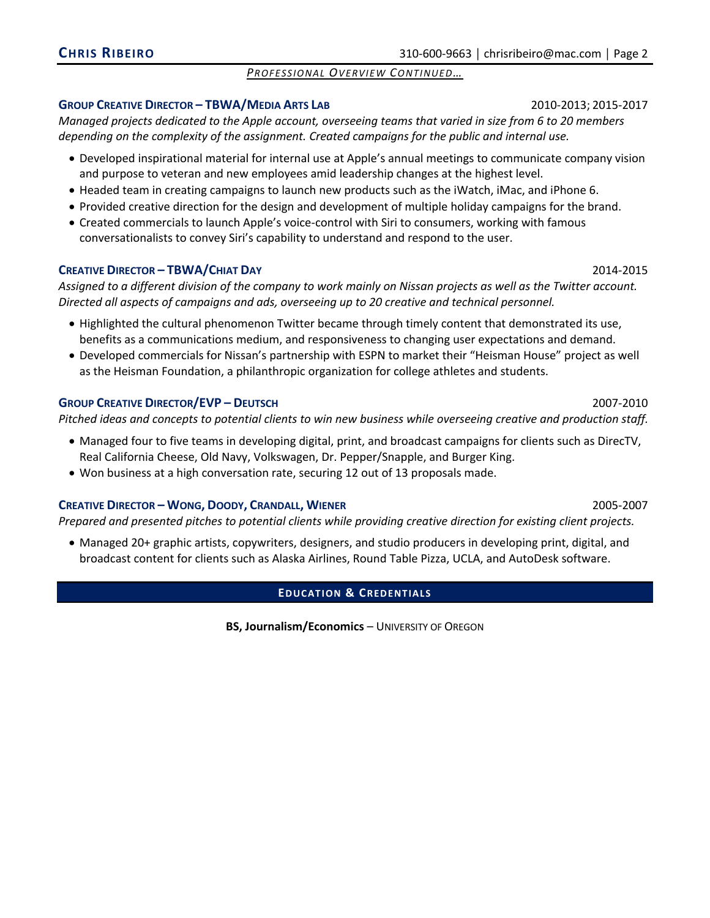*Professional Overview Continued…*

### Group Creative Director – TBWA/Media Arts Lab — 2010-2013; 2015-2017

*Managed projects dedicated to the Apple account, overseeing teams that varied in size from 6 to 20 members depending on the complexity of the assignment. Created campaigns for the public and internal use.*

- Developed inspirational material for internal use at Apple's annual meetings to communicate company vision and purpose to veteran and new employees amid leadership changes at the highest level.
- Headed team in creating campaigns to launch new products such as the iWatch, iMac, and iPhone 6.
- Provided creative direction for the design and development of multiple holiday campaigns for the brand.
- Created commercials to launch Apple's voice-control with Siri to consumers, working with famous conversationalists to convey Siri's capability to understand and respond to the user.

### Creative Director – TBWA/Chiat Day — 2014-2015

*Assigned to a different division of the company to work mainly on Nissan projects as well as the Twitter account. Directed all aspects of campaigns and ads, overseeing up to 20 creative and technical personnel.*

- Highlighted the cultural phenomenon Twitter became through timely content that demonstrated its use, benefits as a communications medium, and responsiveness to changing user expectations and demand.
- Developed commercials for Nissan's partnership with ESPN to market their "Heisman House" project as well as the Heisman Foundation, a philanthropic organization for college athletes and students.

### Group Creative Director/EVP – Deutsch — 2007-2010

*Pitched ideas and concepts to potential clients to win new business while overseeing creative and production staff.*

- Managed four to five teams in developing digital, print, and broadcast campaigns for clients such as DirecTV, Real California Cheese, Old Navy, Volkswagen, Dr. Pepper/Snapple, and Burger King.
- Won business at a high conversation rate, securing 12 out of 13 proposals made.

### Creative Director – Wong, Doody, Crandall, Wiener — 2005-2007

*Prepared and presented pitches to potential clients while providing creative direction for existing client projects.*

- Managed 20+ graphic artists, copywriters, designers, and studio producers in developing print, digital, and broadcast content for clients such as Alaska Airlines, Round Table Pizza, UCLA, and AutoDesk software.

## Education & Credentials

**BS, Journalism/Economics** – University of Oregon